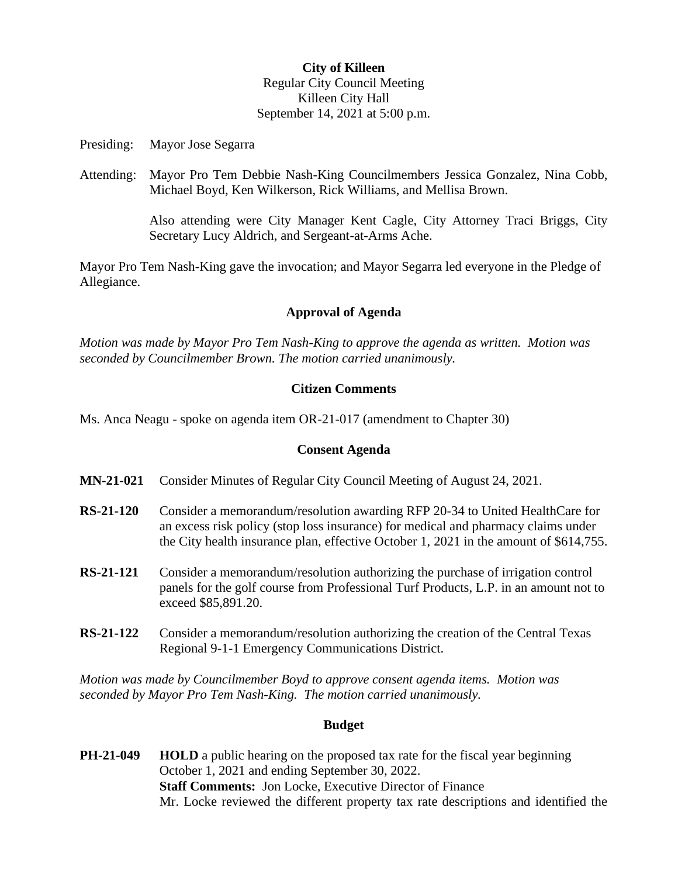**City of Killeen**
Regular City Council Meeting
Killeen City Hall
September 14, 2021 at 5:00 p.m.

Presiding: Mayor Jose Segarra

Attending: Mayor Pro Tem Debbie Nash-King Councilmembers Jessica Gonzalez, Nina Cobb, Michael Boyd, Ken Wilkerson, Rick Williams, and Mellisa Brown.

Also attending were City Manager Kent Cagle, City Attorney Traci Briggs, City Secretary Lucy Aldrich, and Sergeant-at-Arms Ache.

Mayor Pro Tem Nash-King gave the invocation; and Mayor Segarra led everyone in the Pledge of Allegiance.

## Approval of Agenda

*Motion was made by Mayor Pro Tem Nash-King to approve the agenda as written. Motion was seconded by Councilmember Brown. The motion carried unanimously.*

## Citizen Comments

Ms. Anca Neagu - spoke on agenda item OR-21-017 (amendment to Chapter 30)

## Consent Agenda

**MN-21-021** Consider Minutes of Regular City Council Meeting of August 24, 2021.

**RS-21-120** Consider a memorandum/resolution awarding RFP 20-34 to United HealthCare for an excess risk policy (stop loss insurance) for medical and pharmacy claims under the City health insurance plan, effective October 1, 2021 in the amount of $614,755.

**RS-21-121** Consider a memorandum/resolution authorizing the purchase of irrigation control panels for the golf course from Professional Turf Products, L.P. in an amount not to exceed $85,891.20.

**RS-21-122** Consider a memorandum/resolution authorizing the creation of the Central Texas Regional 9-1-1 Emergency Communications District.

*Motion was made by Councilmember Boyd to approve consent agenda items. Motion was seconded by Mayor Pro Tem Nash-King. The motion carried unanimously.*

## Budget

**PH-21-049** **HOLD** a public hearing on the proposed tax rate for the fiscal year beginning October 1, 2021 and ending September 30, 2022.
**Staff Comments:** Jon Locke, Executive Director of Finance
Mr. Locke reviewed the different property tax rate descriptions and identified the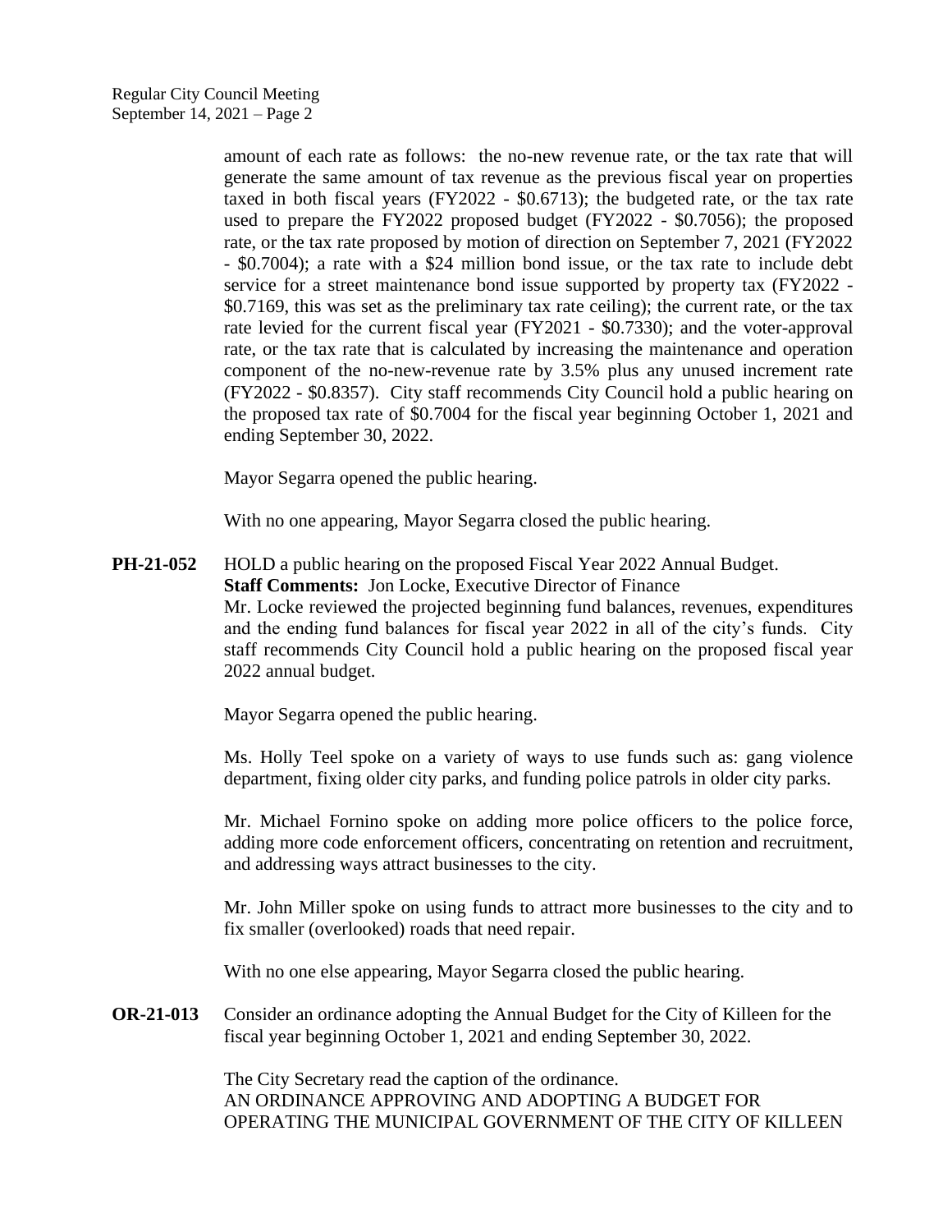amount of each rate as follows: the no-new revenue rate, or the tax rate that will generate the same amount of tax revenue as the previous fiscal year on properties taxed in both fiscal years (FY2022 - $0.6713); the budgeted rate, or the tax rate used to prepare the FY2022 proposed budget (FY2022 - $0.7056); the proposed rate, or the tax rate proposed by motion of direction on September 7, 2021 (FY2022 - $0.7004); a rate with a $24 million bond issue, or the tax rate to include debt service for a street maintenance bond issue supported by property tax (FY2022 - $0.7169, this was set as the preliminary tax rate ceiling); the current rate, or the tax rate levied for the current fiscal year (FY2021 - $0.7330); and the voter-approval rate, or the tax rate that is calculated by increasing the maintenance and operation component of the no-new-revenue rate by 3.5% plus any unused increment rate (FY2022 - $0.8357). City staff recommends City Council hold a public hearing on the proposed tax rate of $0.7004 for the fiscal year beginning October 1, 2021 and ending September 30, 2022.

Mayor Segarra opened the public hearing.

With no one appearing, Mayor Segarra closed the public hearing.

**PH-21-052** HOLD a public hearing on the proposed Fiscal Year 2022 Annual Budget.

**Staff Comments:** Jon Locke, Executive Director of Finance

Mr. Locke reviewed the projected beginning fund balances, revenues, expenditures and the ending fund balances for fiscal year 2022 in all of the city's funds. City staff recommends City Council hold a public hearing on the proposed fiscal year 2022 annual budget.

Mayor Segarra opened the public hearing.

Ms. Holly Teel spoke on a variety of ways to use funds such as: gang violence department, fixing older city parks, and funding police patrols in older city parks.

Mr. Michael Fornino spoke on adding more police officers to the police force, adding more code enforcement officers, concentrating on retention and recruitment, and addressing ways attract businesses to the city.

Mr. John Miller spoke on using funds to attract more businesses to the city and to fix smaller (overlooked) roads that need repair.

With no one else appearing, Mayor Segarra closed the public hearing.

**OR-21-013** Consider an ordinance adopting the Annual Budget for the City of Killeen for the fiscal year beginning October 1, 2021 and ending September 30, 2022.

The City Secretary read the caption of the ordinance.
AN ORDINANCE APPROVING AND ADOPTING A BUDGET FOR OPERATING THE MUNICIPAL GOVERNMENT OF THE CITY OF KILLEEN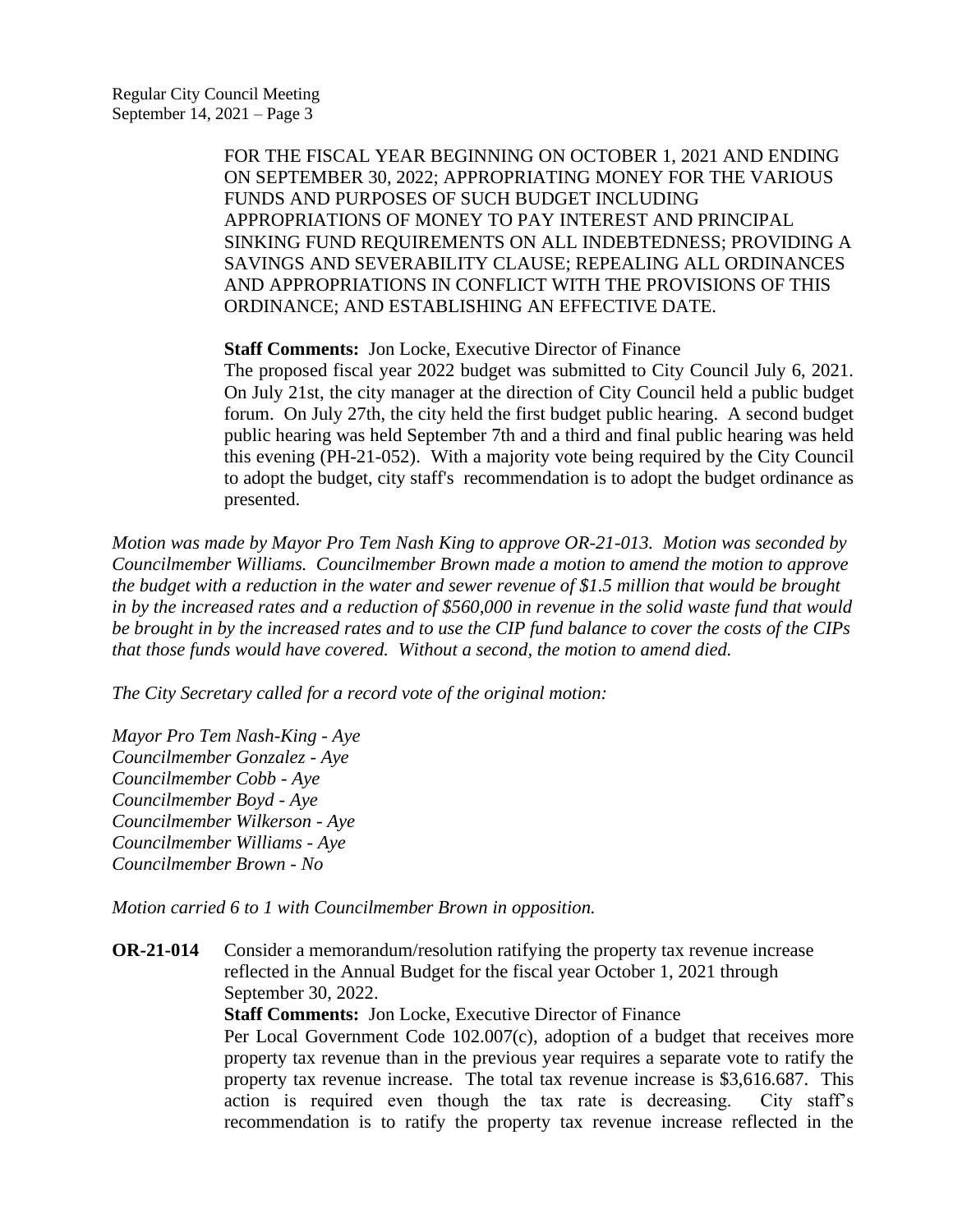FOR THE FISCAL YEAR BEGINNING ON OCTOBER 1, 2021 AND ENDING ON SEPTEMBER 30, 2022; APPROPRIATING MONEY FOR THE VARIOUS FUNDS AND PURPOSES OF SUCH BUDGET INCLUDING APPROPRIATIONS OF MONEY TO PAY INTEREST AND PRINCIPAL SINKING FUND REQUIREMENTS ON ALL INDEBTEDNESS; PROVIDING A SAVINGS AND SEVERABILITY CLAUSE; REPEALING ALL ORDINANCES AND APPROPRIATIONS IN CONFLICT WITH THE PROVISIONS OF THIS ORDINANCE; AND ESTABLISHING AN EFFECTIVE DATE.

**Staff Comments:** Jon Locke, Executive Director of Finance
The proposed fiscal year 2022 budget was submitted to City Council July 6, 2021. On July 21st, the city manager at the direction of City Council held a public budget forum. On July 27th, the city held the first budget public hearing. A second budget public hearing was held September 7th and a third and final public hearing was held this evening (PH-21-052). With a majority vote being required by the City Council to adopt the budget, city staff's recommendation is to adopt the budget ordinance as presented.

*Motion was made by Mayor Pro Tem Nash King to approve OR-21-013. Motion was seconded by Councilmember Williams. Councilmember Brown made a motion to amend the motion to approve the budget with a reduction in the water and sewer revenue of $1.5 million that would be brought in by the increased rates and a reduction of $560,000 in revenue in the solid waste fund that would be brought in by the increased rates and to use the CIP fund balance to cover the costs of the CIPs that those funds would have covered. Without a second, the motion to amend died.*

*The City Secretary called for a record vote of the original motion:*

*Mayor Pro Tem Nash-King - Aye*
*Councilmember Gonzalez - Aye*
*Councilmember Cobb - Aye*
*Councilmember Boyd - Aye*
*Councilmember Wilkerson - Aye*
*Councilmember Williams - Aye*
*Councilmember Brown - No*

*Motion carried 6 to 1 with Councilmember Brown in opposition.*

**OR-21-014** Consider a memorandum/resolution ratifying the property tax revenue increase reflected in the Annual Budget for the fiscal year October 1, 2021 through September 30, 2022.

**Staff Comments:** Jon Locke, Executive Director of Finance
Per Local Government Code 102.007(c), adoption of a budget that receives more property tax revenue than in the previous year requires a separate vote to ratify the property tax revenue increase. The total tax revenue increase is $3,616.687. This action is required even though the tax rate is decreasing. City staff's recommendation is to ratify the property tax revenue increase reflected in the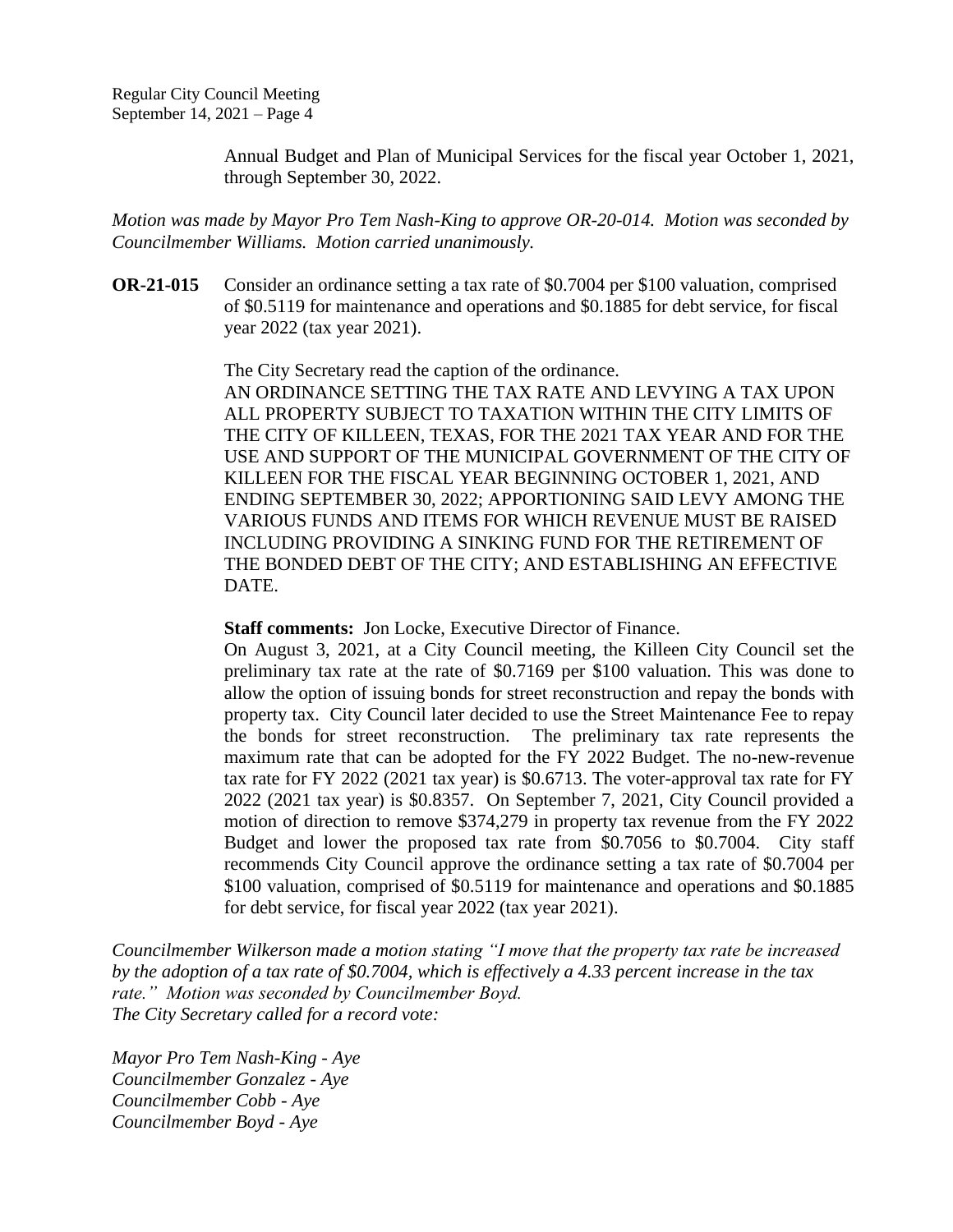Annual Budget and Plan of Municipal Services for the fiscal year October 1, 2021, through September 30, 2022.

*Motion was made by Mayor Pro Tem Nash-King to approve OR-20-014. Motion was seconded by Councilmember Williams. Motion carried unanimously.*

**OR-21-015** Consider an ordinance setting a tax rate of $0.7004 per $100 valuation, comprised of $0.5119 for maintenance and operations and $0.1885 for debt service, for fiscal year 2022 (tax year 2021).

The City Secretary read the caption of the ordinance.
AN ORDINANCE SETTING THE TAX RATE AND LEVYING A TAX UPON ALL PROPERTY SUBJECT TO TAXATION WITHIN THE CITY LIMITS OF THE CITY OF KILLEEN, TEXAS, FOR THE 2021 TAX YEAR AND FOR THE USE AND SUPPORT OF THE MUNICIPAL GOVERNMENT OF THE CITY OF KILLEEN FOR THE FISCAL YEAR BEGINNING OCTOBER 1, 2021, AND ENDING SEPTEMBER 30, 2022; APPORTIONING SAID LEVY AMONG THE VARIOUS FUNDS AND ITEMS FOR WHICH REVENUE MUST BE RAISED INCLUDING PROVIDING A SINKING FUND FOR THE RETIREMENT OF THE BONDED DEBT OF THE CITY; AND ESTABLISHING AN EFFECTIVE DATE.

**Staff comments:** Jon Locke, Executive Director of Finance.
On August 3, 2021, at a City Council meeting, the Killeen City Council set the preliminary tax rate at the rate of $0.7169 per $100 valuation. This was done to allow the option of issuing bonds for street reconstruction and repay the bonds with property tax. City Council later decided to use the Street Maintenance Fee to repay the bonds for street reconstruction. The preliminary tax rate represents the maximum rate that can be adopted for the FY 2022 Budget. The no-new-revenue tax rate for FY 2022 (2021 tax year) is $0.6713. The voter-approval tax rate for FY 2022 (2021 tax year) is $0.8357. On September 7, 2021, City Council provided a motion of direction to remove $374,279 in property tax revenue from the FY 2022 Budget and lower the proposed tax rate from $0.7056 to $0.7004. City staff recommends City Council approve the ordinance setting a tax rate of $0.7004 per $100 valuation, comprised of $0.5119 for maintenance and operations and $0.1885 for debt service, for fiscal year 2022 (tax year 2021).

*Councilmember Wilkerson made a motion stating "I move that the property tax rate be increased by the adoption of a tax rate of $0.7004, which is effectively a 4.33 percent increase in the tax rate." Motion was seconded by Councilmember Boyd.*
*The City Secretary called for a record vote:*

*Mayor Pro Tem Nash-King - Aye*
*Councilmember Gonzalez - Aye*
*Councilmember Cobb - Aye*
*Councilmember Boyd - Aye*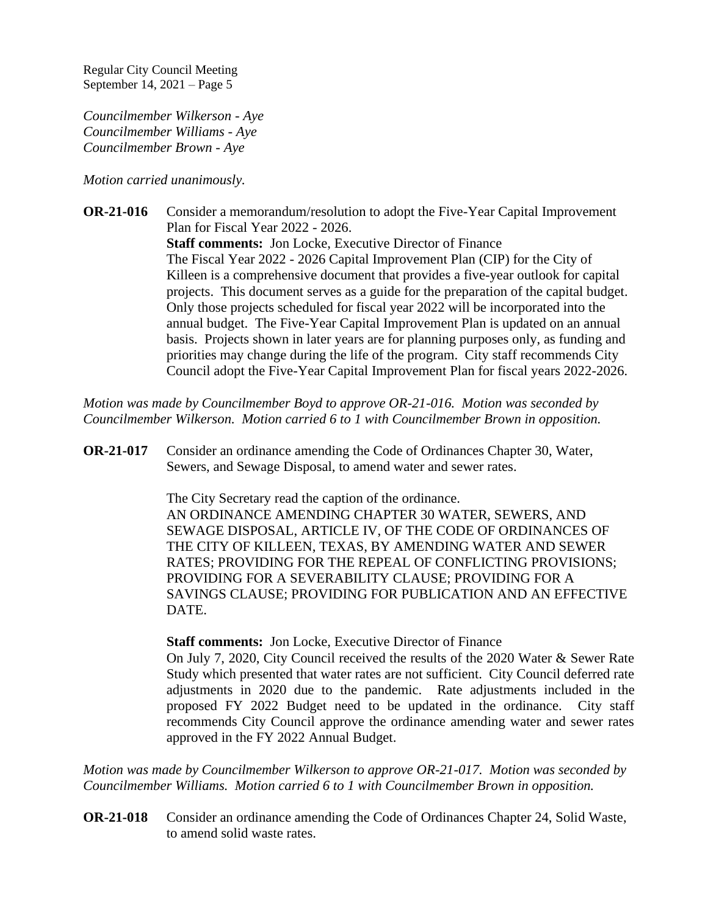*Councilmember Wilkerson - Aye*
*Councilmember Williams - Aye*
*Councilmember Brown - Aye*

*Motion carried unanimously.*

**OR-21-016** Consider a memorandum/resolution to adopt the Five-Year Capital Improvement Plan for Fiscal Year 2022 - 2026.
**Staff comments:** Jon Locke, Executive Director of Finance
The Fiscal Year 2022 - 2026 Capital Improvement Plan (CIP) for the City of Killeen is a comprehensive document that provides a five-year outlook for capital projects. This document serves as a guide for the preparation of the capital budget. Only those projects scheduled for fiscal year 2022 will be incorporated into the annual budget. The Five-Year Capital Improvement Plan is updated on an annual basis. Projects shown in later years are for planning purposes only, as funding and priorities may change during the life of the program. City staff recommends City Council adopt the Five-Year Capital Improvement Plan for fiscal years 2022-2026.

*Motion was made by Councilmember Boyd to approve OR-21-016. Motion was seconded by Councilmember Wilkerson. Motion carried 6 to 1 with Councilmember Brown in opposition.*

**OR-21-017** Consider an ordinance amending the Code of Ordinances Chapter 30, Water, Sewers, and Sewage Disposal, to amend water and sewer rates.

The City Secretary read the caption of the ordinance.
AN ORDINANCE AMENDING CHAPTER 30 WATER, SEWERS, AND SEWAGE DISPOSAL, ARTICLE IV, OF THE CODE OF ORDINANCES OF THE CITY OF KILLEEN, TEXAS, BY AMENDING WATER AND SEWER RATES; PROVIDING FOR THE REPEAL OF CONFLICTING PROVISIONS; PROVIDING FOR A SEVERABILITY CLAUSE; PROVIDING FOR A SAVINGS CLAUSE; PROVIDING FOR PUBLICATION AND AN EFFECTIVE DATE.

**Staff comments:** Jon Locke, Executive Director of Finance
On July 7, 2020, City Council received the results of the 2020 Water & Sewer Rate Study which presented that water rates are not sufficient. City Council deferred rate adjustments in 2020 due to the pandemic. Rate adjustments included in the proposed FY 2022 Budget need to be updated in the ordinance. City staff recommends City Council approve the ordinance amending water and sewer rates approved in the FY 2022 Annual Budget.

*Motion was made by Councilmember Wilkerson to approve OR-21-017. Motion was seconded by Councilmember Williams. Motion carried 6 to 1 with Councilmember Brown in opposition.*

**OR-21-018** Consider an ordinance amending the Code of Ordinances Chapter 24, Solid Waste, to amend solid waste rates.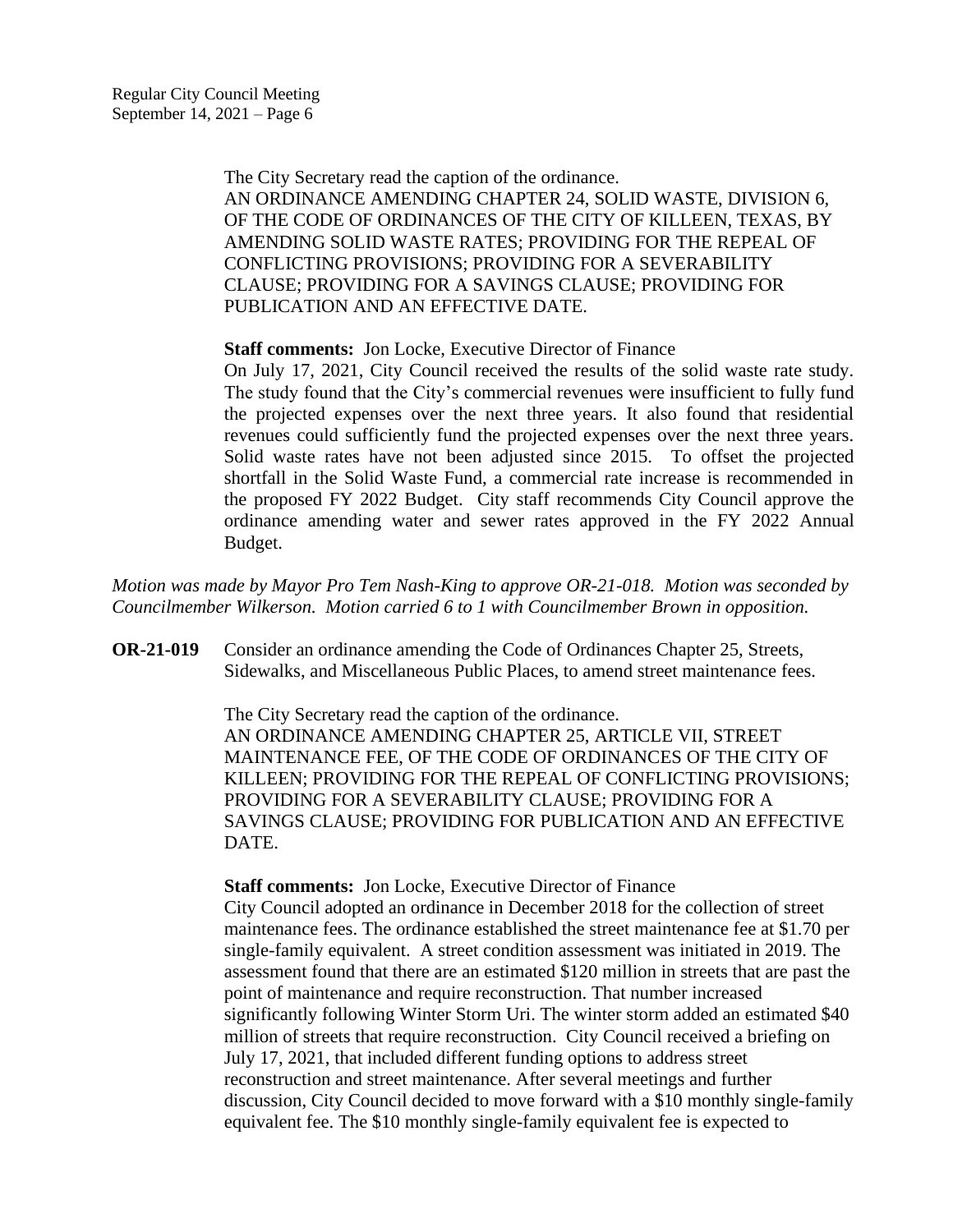The City Secretary read the caption of the ordinance.
AN ORDINANCE AMENDING CHAPTER 24, SOLID WASTE, DIVISION 6, OF THE CODE OF ORDINANCES OF THE CITY OF KILLEEN, TEXAS, BY AMENDING SOLID WASTE RATES; PROVIDING FOR THE REPEAL OF CONFLICTING PROVISIONS; PROVIDING FOR A SEVERABILITY CLAUSE; PROVIDING FOR A SAVINGS CLAUSE; PROVIDING FOR PUBLICATION AND AN EFFECTIVE DATE.

**Staff comments:** Jon Locke, Executive Director of Finance
On July 17, 2021, City Council received the results of the solid waste rate study. The study found that the City's commercial revenues were insufficient to fully fund the projected expenses over the next three years. It also found that residential revenues could sufficiently fund the projected expenses over the next three years. Solid waste rates have not been adjusted since 2015. To offset the projected shortfall in the Solid Waste Fund, a commercial rate increase is recommended in the proposed FY 2022 Budget. City staff recommends City Council approve the ordinance amending water and sewer rates approved in the FY 2022 Annual Budget.

*Motion was made by Mayor Pro Tem Nash-King to approve OR-21-018. Motion was seconded by Councilmember Wilkerson. Motion carried 6 to 1 with Councilmember Brown in opposition.*

**OR-21-019** Consider an ordinance amending the Code of Ordinances Chapter 25, Streets, Sidewalks, and Miscellaneous Public Places, to amend street maintenance fees.

The City Secretary read the caption of the ordinance.
AN ORDINANCE AMENDING CHAPTER 25, ARTICLE VII, STREET MAINTENANCE FEE, OF THE CODE OF ORDINANCES OF THE CITY OF KILLEEN; PROVIDING FOR THE REPEAL OF CONFLICTING PROVISIONS; PROVIDING FOR A SEVERABILITY CLAUSE; PROVIDING FOR A SAVINGS CLAUSE; PROVIDING FOR PUBLICATION AND AN EFFECTIVE DATE.

**Staff comments:** Jon Locke, Executive Director of Finance
City Council adopted an ordinance in December 2018 for the collection of street maintenance fees. The ordinance established the street maintenance fee at $1.70 per single-family equivalent. A street condition assessment was initiated in 2019. The assessment found that there are an estimated $120 million in streets that are past the point of maintenance and require reconstruction. That number increased significantly following Winter Storm Uri. The winter storm added an estimated $40 million of streets that require reconstruction. City Council received a briefing on July 17, 2021, that included different funding options to address street reconstruction and street maintenance. After several meetings and further discussion, City Council decided to move forward with a $10 monthly single-family equivalent fee. The $10 monthly single-family equivalent fee is expected to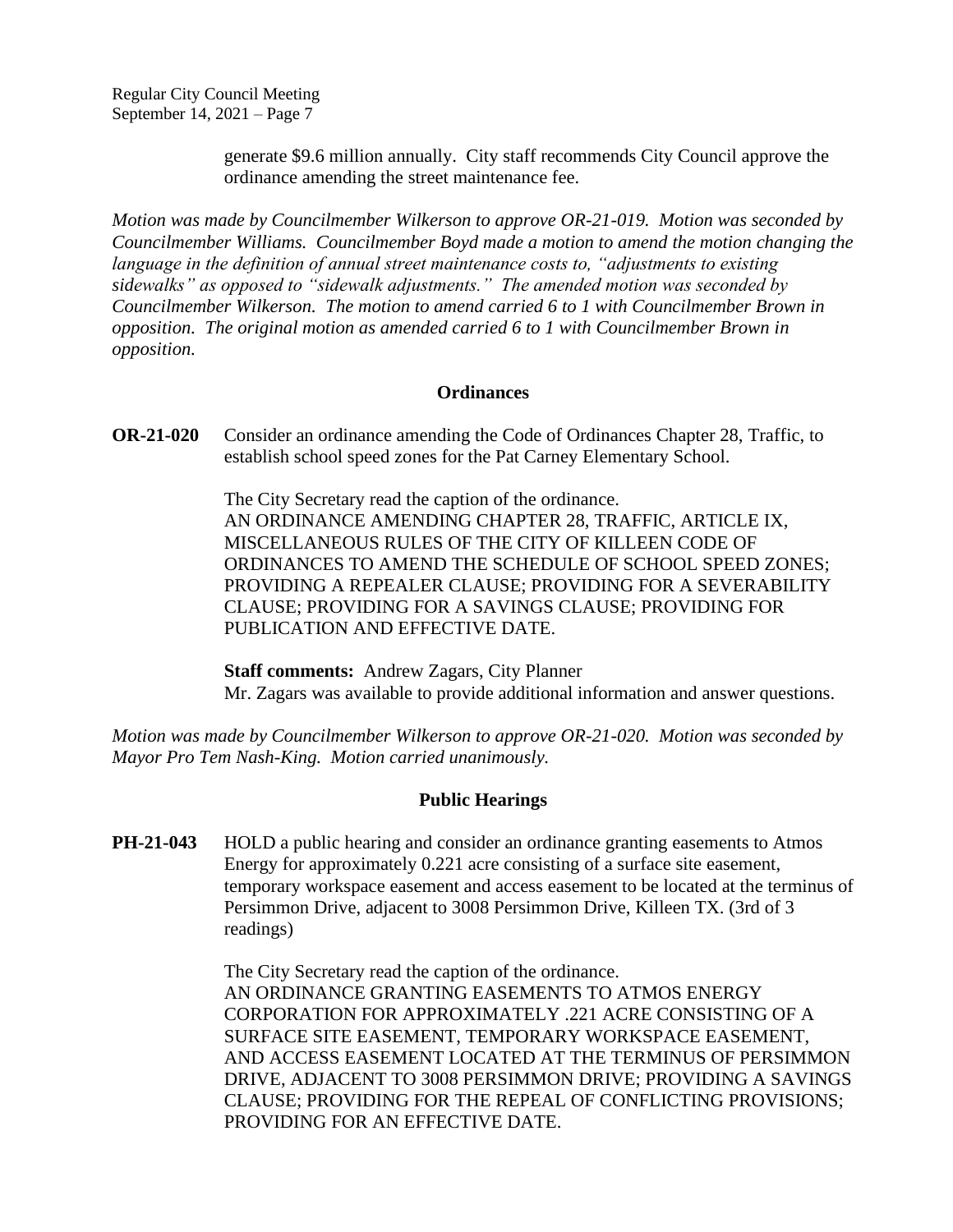generate $9.6 million annually. City staff recommends City Council approve the ordinance amending the street maintenance fee.

*Motion was made by Councilmember Wilkerson to approve OR-21-019. Motion was seconded by Councilmember Williams. Councilmember Boyd made a motion to amend the motion changing the language in the definition of annual street maintenance costs to, "adjustments to existing sidewalks" as opposed to "sidewalk adjustments." The amended motion was seconded by Councilmember Wilkerson. The motion to amend carried 6 to 1 with Councilmember Brown in opposition. The original motion as amended carried 6 to 1 with Councilmember Brown in opposition.*

## Ordinances

**OR-21-020** Consider an ordinance amending the Code of Ordinances Chapter 28, Traffic, to establish school speed zones for the Pat Carney Elementary School.

The City Secretary read the caption of the ordinance.
AN ORDINANCE AMENDING CHAPTER 28, TRAFFIC, ARTICLE IX, MISCELLANEOUS RULES OF THE CITY OF KILLEEN CODE OF ORDINANCES TO AMEND THE SCHEDULE OF SCHOOL SPEED ZONES; PROVIDING A REPEALER CLAUSE; PROVIDING FOR A SEVERABILITY CLAUSE; PROVIDING FOR A SAVINGS CLAUSE; PROVIDING FOR PUBLICATION AND EFFECTIVE DATE.

**Staff comments:** Andrew Zagars, City Planner
Mr. Zagars was available to provide additional information and answer questions.

*Motion was made by Councilmember Wilkerson to approve OR-21-020. Motion was seconded by Mayor Pro Tem Nash-King. Motion carried unanimously.*

## Public Hearings

**PH-21-043** HOLD a public hearing and consider an ordinance granting easements to Atmos Energy for approximately 0.221 acre consisting of a surface site easement, temporary workspace easement and access easement to be located at the terminus of Persimmon Drive, adjacent to 3008 Persimmon Drive, Killeen TX. (3rd of 3 readings)

The City Secretary read the caption of the ordinance.
AN ORDINANCE GRANTING EASEMENTS TO ATMOS ENERGY CORPORATION FOR APPROXIMATELY .221 ACRE CONSISTING OF A SURFACE SITE EASEMENT, TEMPORARY WORKSPACE EASEMENT, AND ACCESS EASEMENT LOCATED AT THE TERMINUS OF PERSIMMON DRIVE, ADJACENT TO 3008 PERSIMMON DRIVE; PROVIDING A SAVINGS CLAUSE; PROVIDING FOR THE REPEAL OF CONFLICTING PROVISIONS; PROVIDING FOR AN EFFECTIVE DATE.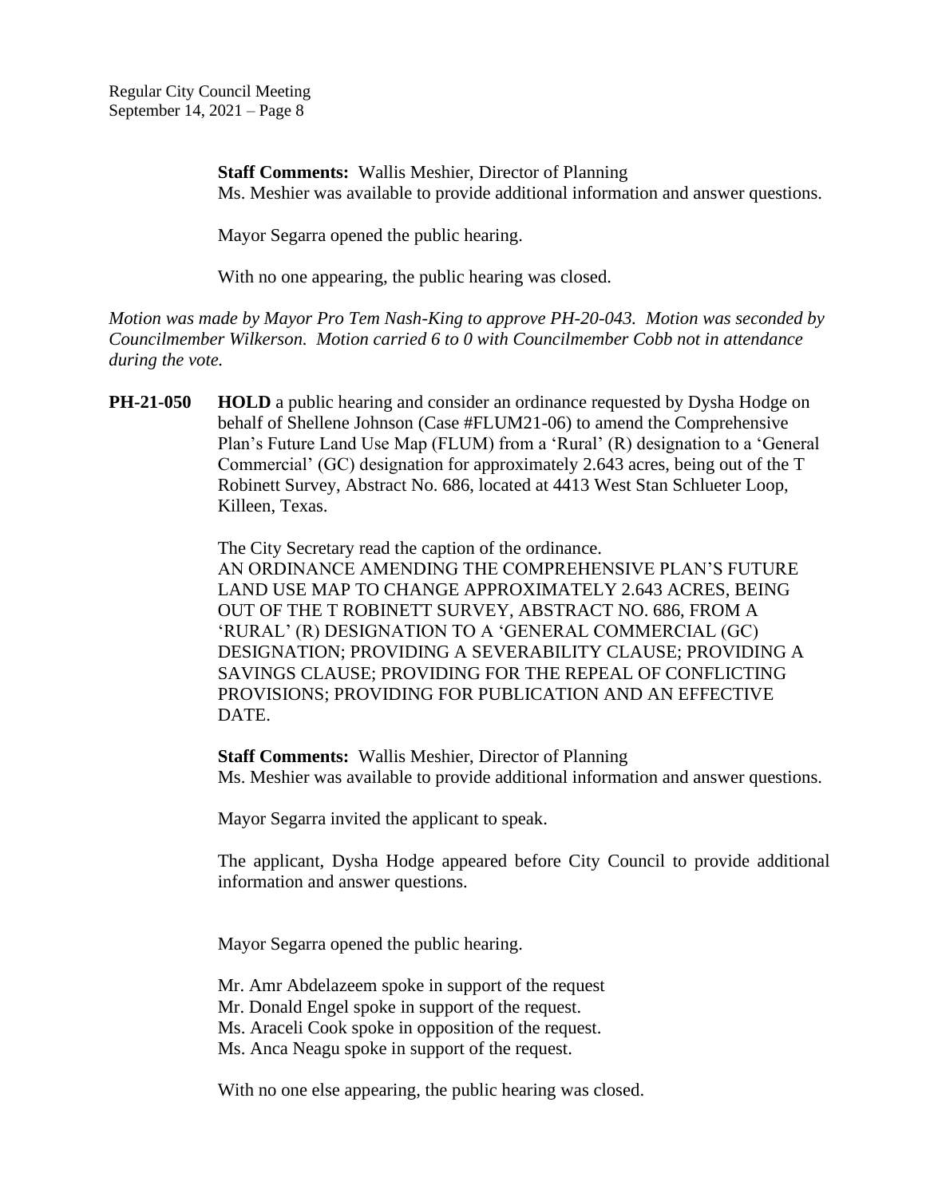**Staff Comments:** Wallis Meshier, Director of Planning
Ms. Meshier was available to provide additional information and answer questions.

Mayor Segarra opened the public hearing.

With no one appearing, the public hearing was closed.

*Motion was made by Mayor Pro Tem Nash-King to approve PH-20-043. Motion was seconded by Councilmember Wilkerson. Motion carried 6 to 0 with Councilmember Cobb not in attendance during the vote.*

**PH-21-050** **HOLD** a public hearing and consider an ordinance requested by Dysha Hodge on behalf of Shellene Johnson (Case #FLUM21-06) to amend the Comprehensive Plan's Future Land Use Map (FLUM) from a 'Rural' (R) designation to a 'General Commercial' (GC) designation for approximately 2.643 acres, being out of the T Robinett Survey, Abstract No. 686, located at 4413 West Stan Schlueter Loop, Killeen, Texas.

The City Secretary read the caption of the ordinance.
AN ORDINANCE AMENDING THE COMPREHENSIVE PLAN'S FUTURE LAND USE MAP TO CHANGE APPROXIMATELY 2.643 ACRES, BEING OUT OF THE T ROBINETT SURVEY, ABSTRACT NO. 686, FROM A 'RURAL' (R) DESIGNATION TO A 'GENERAL COMMERCIAL (GC) DESIGNATION; PROVIDING A SEVERABILITY CLAUSE; PROVIDING A SAVINGS CLAUSE; PROVIDING FOR THE REPEAL OF CONFLICTING PROVISIONS; PROVIDING FOR PUBLICATION AND AN EFFECTIVE DATE.

**Staff Comments:** Wallis Meshier, Director of Planning
Ms. Meshier was available to provide additional information and answer questions.

Mayor Segarra invited the applicant to speak.

The applicant, Dysha Hodge appeared before City Council to provide additional information and answer questions.

Mayor Segarra opened the public hearing.

Mr. Amr Abdelazeem spoke in support of the request
Mr. Donald Engel spoke in support of the request.
Ms. Araceli Cook spoke in opposition of the request.
Ms. Anca Neagu spoke in support of the request.

With no one else appearing, the public hearing was closed.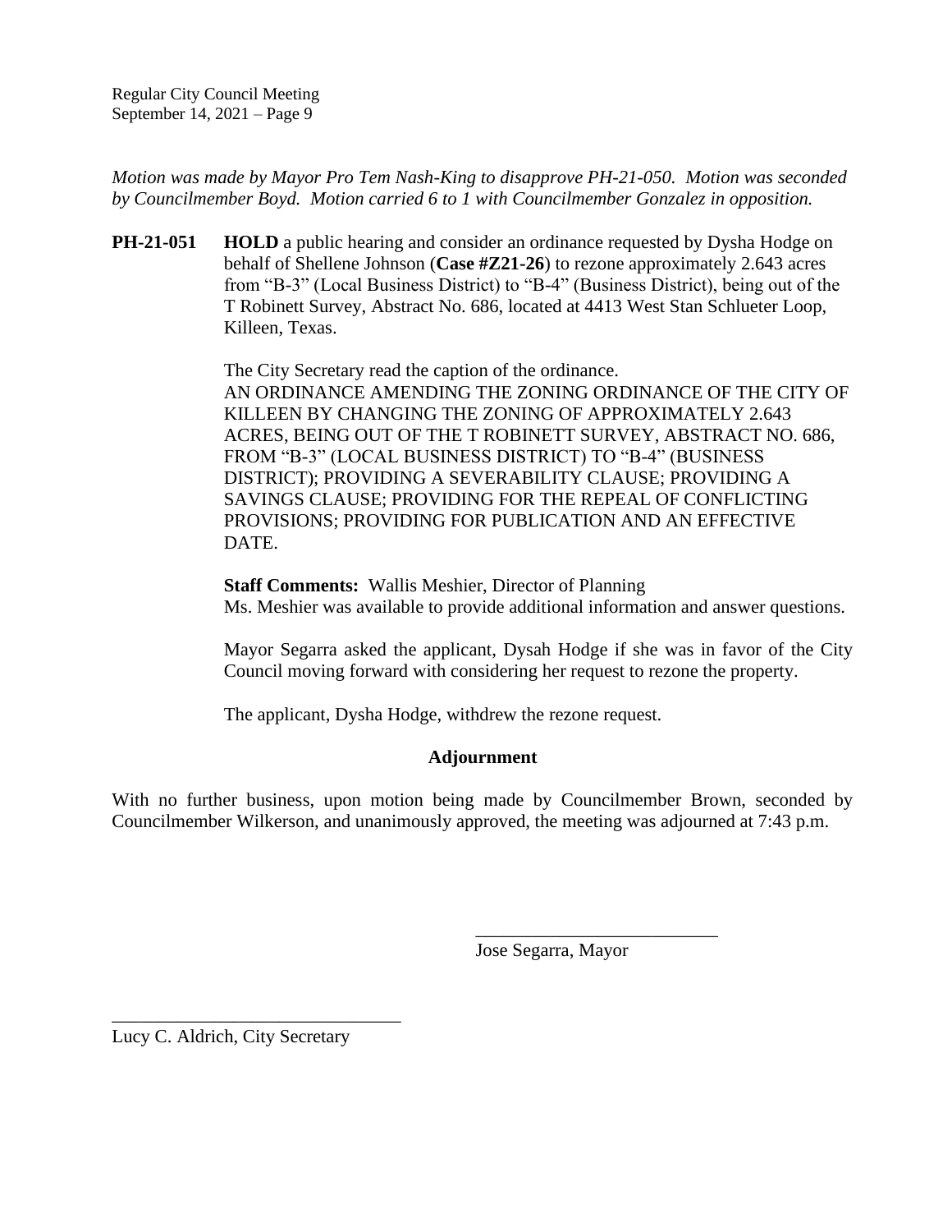*Motion was made by Mayor Pro Tem Nash-King to disapprove PH-21-050. Motion was seconded by Councilmember Boyd. Motion carried 6 to 1 with Councilmember Gonzalez in opposition.*

**PH-21-051** **HOLD** a public hearing and consider an ordinance requested by Dysha Hodge on behalf of Shellene Johnson (**Case #Z21-26**) to rezone approximately 2.643 acres from "B-3" (Local Business District) to "B-4" (Business District), being out of the T Robinett Survey, Abstract No. 686, located at 4413 West Stan Schlueter Loop, Killeen, Texas.

The City Secretary read the caption of the ordinance.

AN ORDINANCE AMENDING THE ZONING ORDINANCE OF THE CITY OF KILLEEN BY CHANGING THE ZONING OF APPROXIMATELY 2.643 ACRES, BEING OUT OF THE T ROBINETT SURVEY, ABSTRACT NO. 686, FROM "B-3" (LOCAL BUSINESS DISTRICT) TO "B-4" (BUSINESS DISTRICT); PROVIDING A SEVERABILITY CLAUSE; PROVIDING A SAVINGS CLAUSE; PROVIDING FOR THE REPEAL OF CONFLICTING PROVISIONS; PROVIDING FOR PUBLICATION AND AN EFFECTIVE DATE.

**Staff Comments:** Wallis Meshier, Director of Planning
Ms. Meshier was available to provide additional information and answer questions.

Mayor Segarra asked the applicant, Dysah Hodge if she was in favor of the City Council moving forward with considering her request to rezone the property.

The applicant, Dysha Hodge, withdrew the rezone request.

## Adjournment

With no further business, upon motion being made by Councilmember Brown, seconded by Councilmember Wilkerson, and unanimously approved, the meeting was adjourned at 7:43 p.m.

___________________________
Jose Segarra, Mayor

_______________________________
Lucy C. Aldrich, City Secretary